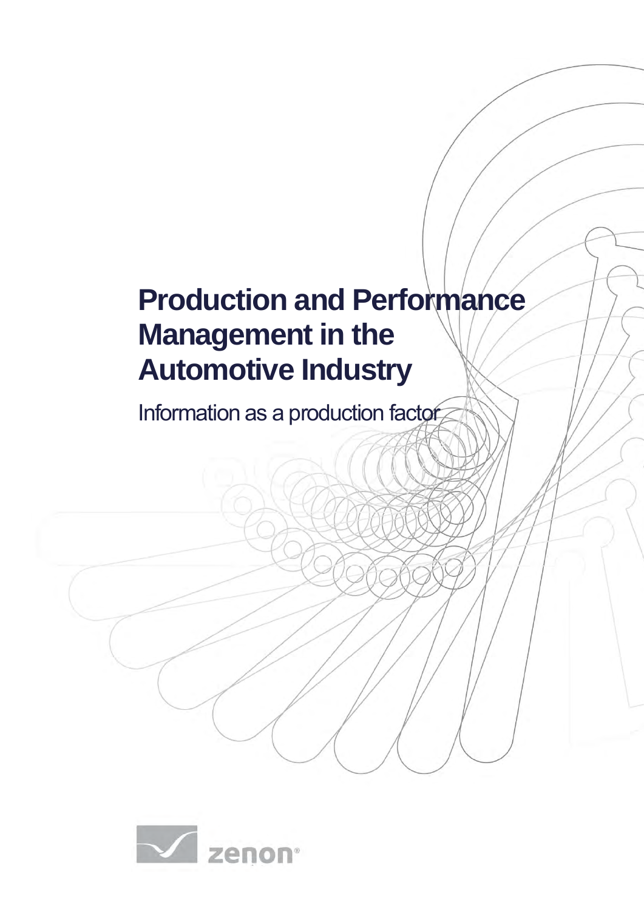# Production and Performance Management in the Automotive Industry

Information as a production factor

zenon®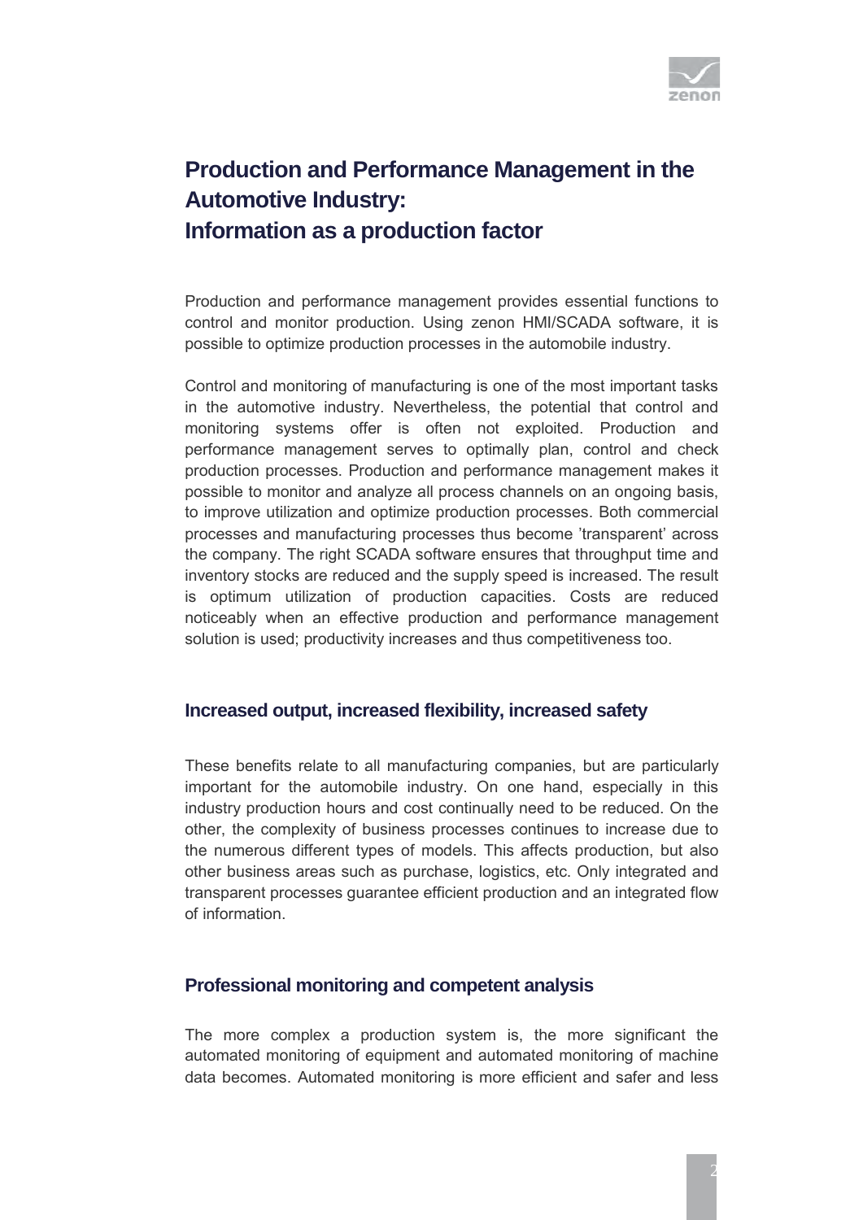# Production and Performance Management in the Automotive Industry: Information as a production factor

Production and performance management provides essential functions to control and monitor production. Using zenon HMI/SCADA software, it is possible to optimize production processes in the automobile industry.

Control and monitoring of manufacturing is one of the most important tasks in the automotive industry. Nevertheless, the potential that control and monitoring systems offer is often not exploited. Production and performance management serves to optimally plan, control and check production processes. Production and performance management makes it possible to monitor and analyze all process channels on an ongoing basis, to improve utilization and optimize production processes. Both commercial processes and manufacturing processes thus become 'transparent' across the company. The right SCADA software ensures that throughput time and inventory stocks are reduced and the supply speed is increased. The result is optimum utilization of production capacities. Costs are reduced noticeably when an effective production and performance management solution is used; productivity increases and thus competitiveness too.

## Increased output, increased flexibility, increased safety

These benefits relate to all manufacturing companies, but are particularly important for the automobile industry. On one hand, especially in this industry production hours and cost continually need to be reduced. On the other, the complexity of business processes continues to increase due to the numerous different types of models. This affects production, but also other business areas such as purchase, logistics, etc. Only integrated and transparent processes guarantee efficient production and an integrated flow of information.

## Professional monitoring and competent analysis

The more complex a production system is, the more significant the automated monitoring of equipment and automated monitoring of machine data becomes. Automated monitoring is more efficient and safer and less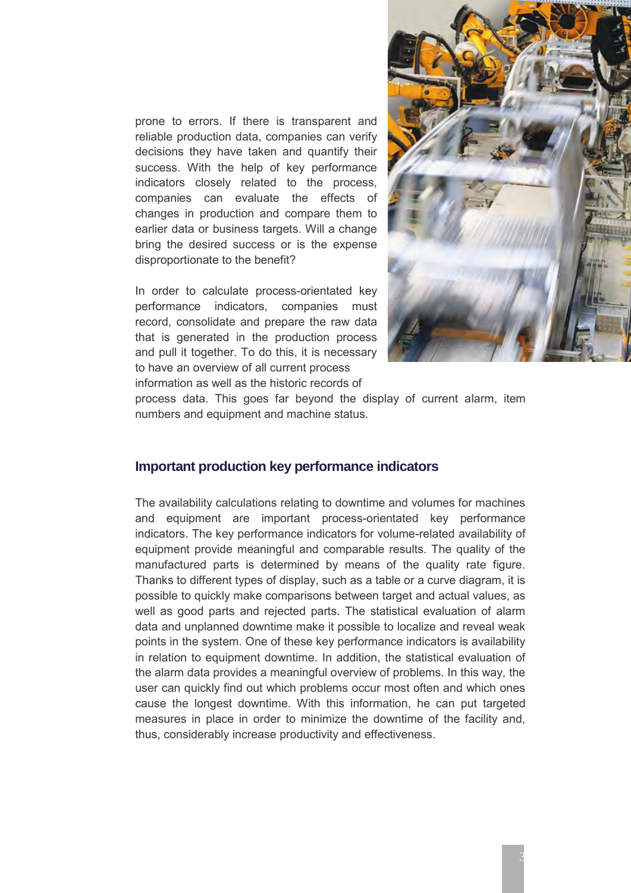prone to errors. If there is transparent and reliable production data, companies can verify decisions they have taken and quantify their success. With the help of key performance indicators closely related to the process, companies can evaluate the effects of changes in production and compare them to earlier data or business targets. Will a change bring the desired success or is the expense disproportionate to the benefit?

In order to calculate process-orientated key performance indicators, companies must record, consolidate and prepare the raw data that is generated in the production process and pull it together. To do this, it is necessary to have an overview of all current process information as well as the historic records of process data. This goes far beyond the display of current alarm, item numbers and equipment and machine status.

## Important production key performance indicators

The availability calculations relating to downtime and volumes for machines and equipment are important process-orientated key performance indicators. The key performance indicators for volume-related availability of equipment provide meaningful and comparable results. The quality of the manufactured parts is determined by means of the quality rate figure. Thanks to different types of display, such as a table or a curve diagram, it is possible to quickly make comparisons between target and actual values, as well as good parts and rejected parts. The statistical evaluation of alarm data and unplanned downtime make it possible to localize and reveal weak points in the system. One of these key performance indicators is availability in relation to equipment downtime. In addition, the statistical evaluation of the alarm data provides a meaningful overview of problems. In this way, the user can quickly find out which problems occur most often and which ones cause the longest downtime. With this information, he can put targeted measures in place in order to minimize the downtime of the facility and, thus, considerably increase productivity and effectiveness.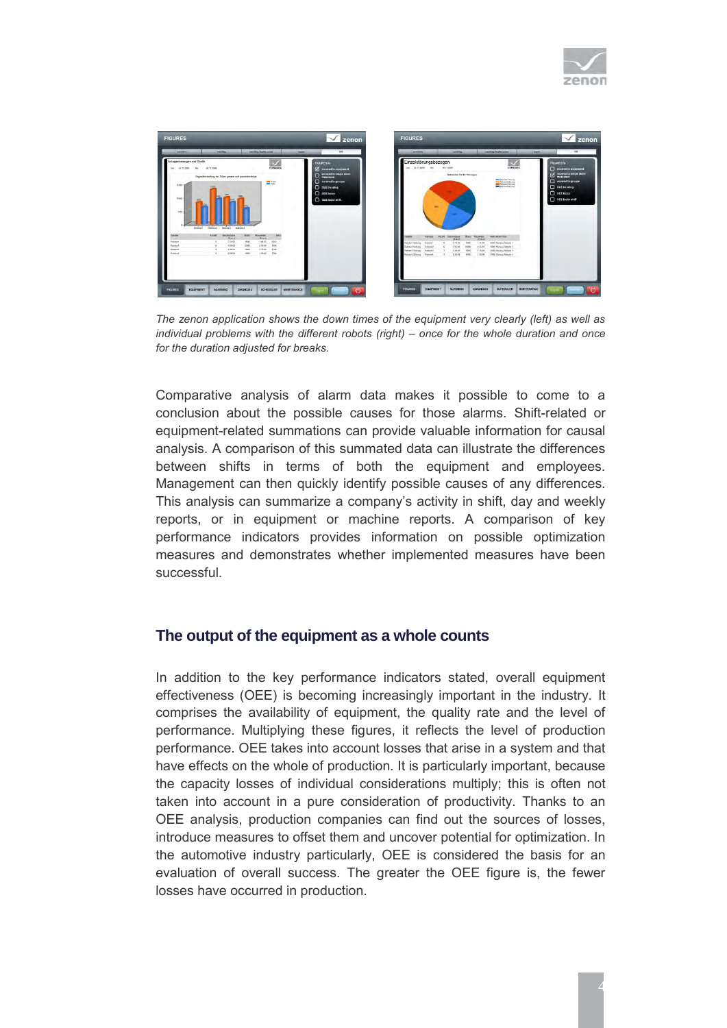*The zenon application shows the down times of the equipment very clearly (left) as well as individual problems with the different robots (right) – once for the whole duration and once for the duration adjusted for breaks.*

Comparative analysis of alarm data makes it possible to come to a conclusion about the possible causes for those alarms. Shift-related or equipment-related summations can provide valuable information for causal analysis. A comparison of this summated data can illustrate the differences between shifts in terms of both the equipment and employees. Management can then quickly identify possible causes of any differences. This analysis can summarize a company's activity in shift, day and weekly reports, or in equipment or machine reports. A comparison of key performance indicators provides information on possible optimization measures and demonstrates whether implemented measures have been successful.

## The output of the equipment as a whole counts

In addition to the key performance indicators stated, overall equipment effectiveness (OEE) is becoming increasingly important in the industry. It comprises the availability of equipment, the quality rate and the level of performance. Multiplying these figures, it reflects the level of production performance. OEE takes into account losses that arise in a system and that have effects on the whole of production. It is particularly important, because the capacity losses of individual considerations multiply; this is often not taken into account in a pure consideration of productivity. Thanks to an OEE analysis, production companies can find out the sources of losses, introduce measures to offset them and uncover potential for optimization. In the automotive industry particularly, OEE is considered the basis for an evaluation of overall success. The greater the OEE figure is, the fewer losses have occurred in production.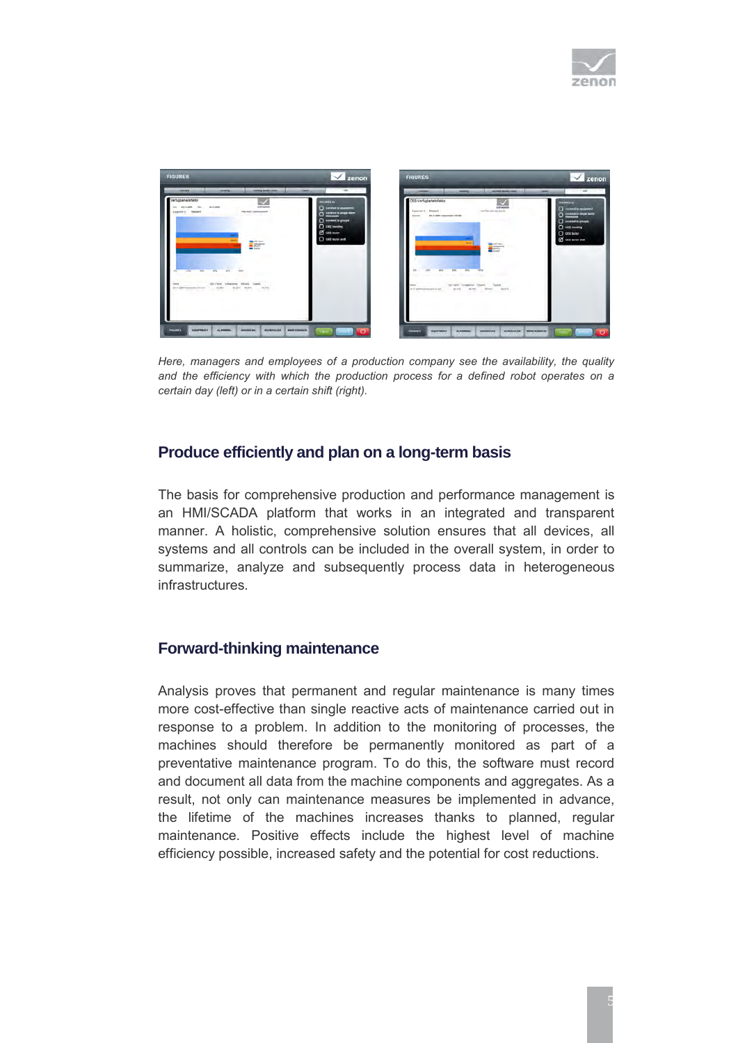*Here, managers and employees of a production company see the availability, the quality and the efficiency with which the production process for a defined robot operates on a certain day (left) or in a certain shift (right).*

## Produce efficiently and plan on a long-term basis

The basis for comprehensive production and performance management is an HMI/SCADA platform that works in an integrated and transparent manner. A holistic, comprehensive solution ensures that all devices, all systems and all controls can be included in the overall system, in order to summarize, analyze and subsequently process data in heterogeneous infrastructures.

## Forward-thinking maintenance

Analysis proves that permanent and regular maintenance is many times more cost-effective than single reactive acts of maintenance carried out in response to a problem. In addition to the monitoring of processes, the machines should therefore be permanently monitored as part of a preventative maintenance program. To do this, the software must record and document all data from the machine components and aggregates. As a result, not only can maintenance measures be implemented in advance, the lifetime of the machines increases thanks to planned, regular maintenance. Positive effects include the highest level of machine efficiency possible, increased safety and the potential for cost reductions.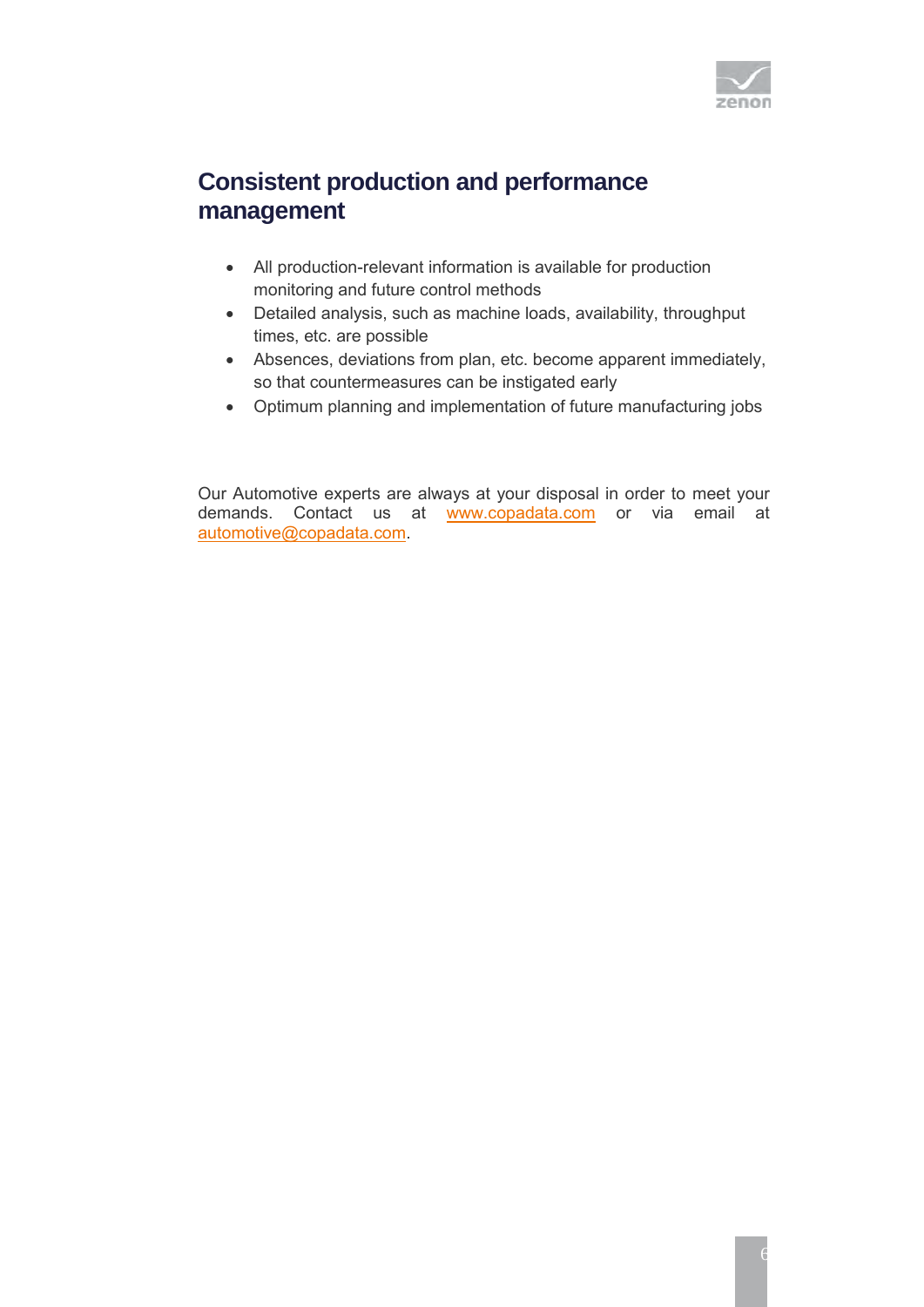## Consistent production and performance management

- All production-relevant information is available for production monitoring and future control methods
- Detailed analysis, such as machine loads, availability, throughput times, etc. are possible
- Absences, deviations from plan, etc. become apparent immediately, so that countermeasures can be instigated early
- Optimum planning and implementation of future manufacturing jobs

Our Automotive experts are always at your disposal in order to meet your demands. Contact us at www.copadata.com or via email at automotive@copadata.com.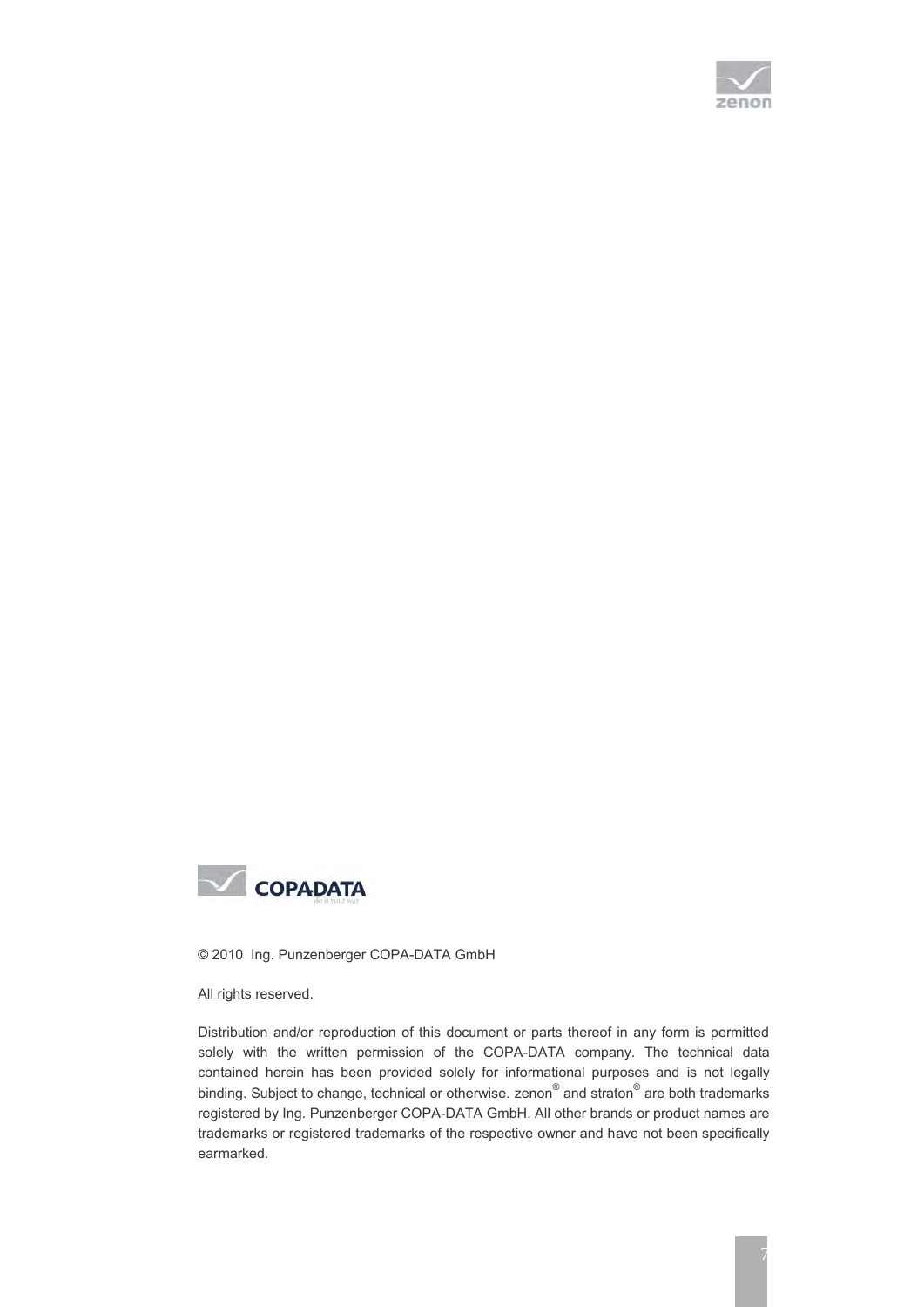© 2010 Ing. Punzenberger COPA-DATA GmbH

All rights reserved.

Distribution and/or reproduction of this document or parts thereof in any form is permitted solely with the written permission of the COPA-DATA company. The technical data contained herein has been provided solely for informational purposes and is not legally binding. Subject to change, technical or otherwise. zenon® and straton® are both trademarks registered by Ing. Punzenberger COPA-DATA GmbH. All other brands or product names are trademarks or registered trademarks of the respective owner and have not been specifically earmarked.